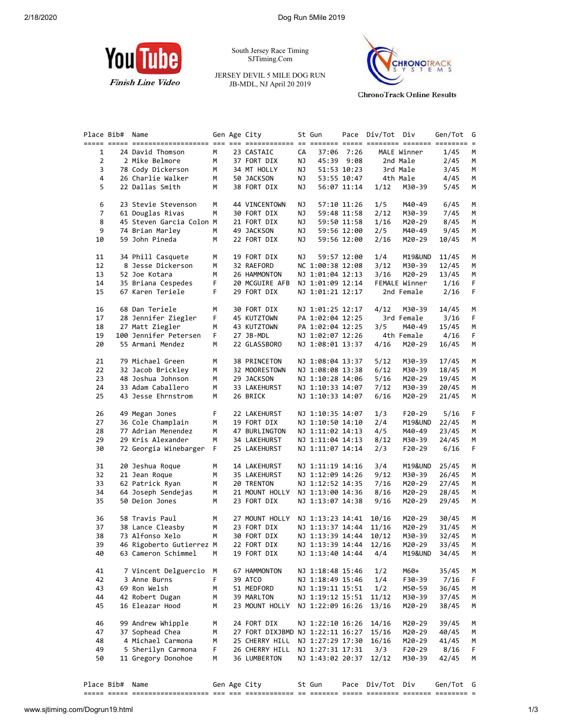YouTube *Finish Line Video*

South Jersey Race Timing
SJTiming.Com

JERSEY DEVIL 5 MILE DOG RUN
JB-MDL, NJ April 20 2019

CHRONOTRACK SYSTEMS
ChronoTrack Online Results

| Place | Bib# | Name | Gen | Age | City | St | Gun | Pace | Div/Tot | Div | Gen/Tot | G |
|---|---|---|---|---|---|---|---|---|---|---|---|---|
| 1 | 24 | David Thomson | M | 23 | CASTAIC | CA | 37:06 | 7:26 | MALE | Winner | 1/45 | M |
| 2 | 2 | Mike Belmore | M | 37 | FORT DIX | NJ | 45:39 | 9:08 | 2nd | Male | 2/45 | M |
| 3 | 78 | Cody Dickerson | M | 34 | MT HOLLY | NJ | 51:53 | 10:23 | 3rd | Male | 3/45 | M |
| 4 | 26 | Charlie Walker | M | 50 | JACKSON | NJ | 53:55 | 10:47 | 4th | Male | 4/45 | M |
| 5 | 22 | Dallas Smith | M | 38 | FORT DIX | NJ | 56:07 | 11:14 | 1/12 | M30-39 | 5/45 | M |
| 6 | 23 | Stevie Stevenson | M | 44 | VINCENTOWN | NJ | 57:10 | 11:26 | 1/5 | M40-49 | 6/45 | M |
| 7 | 61 | Douglas Rivas | M | 30 | FORT DIX | NJ | 59:48 | 11:58 | 2/12 | M30-39 | 7/45 | M |
| 8 | 45 | Steven Garcia Colon | M | 21 | FORT DIX | NJ | 59:50 | 11:58 | 1/16 | M20-29 | 8/45 | M |
| 9 | 74 | Brian Marley | M | 49 | JACKSON | NJ | 59:56 | 12:00 | 2/5 | M40-49 | 9/45 | M |
| 10 | 59 | John Pineda | M | 22 | FORT DIX | NJ | 59:56 | 12:00 | 2/16 | M20-29 | 10/45 | M |
| 11 | 34 | Phill Casquete | M | 19 | FORT DIX | NJ | 59:57 | 12:00 | 1/4 | M19&UND | 11/45 | M |
| 12 | 8 | Jesse Dickerson | M | 32 | RAEFORD | NC | 1:00:38 | 12:08 | 3/12 | M30-39 | 12/45 | M |
| 13 | 52 | Joe Kotara | M | 26 | HAMMONTON | NJ | 1:01:04 | 12:13 | 3/16 | M20-29 | 13/45 | M |
| 14 | 35 | Briana Cespedes | F | 20 | MCGUIRE AFB | NJ | 1:01:09 | 12:14 | FEMALE | Winner | 1/16 | F |
| 15 | 67 | Karen Teriele | F | 29 | FORT DIX | NJ | 1:01:21 | 12:17 | 2nd | Female | 2/16 | F |
| 16 | 68 | Dan Teriele | M | 30 | FORT DIX | NJ | 1:01:25 | 12:17 | 4/12 | M30-39 | 14/45 | M |
| 17 | 28 | Jennifer Ziegler | F | 45 | KUTZTOWN | PA | 1:02:04 | 12:25 | 3rd | Female | 3/16 | F |
| 18 | 27 | Matt Ziegler | M | 43 | KUTZTOWN | PA | 1:02:04 | 12:25 | 3/5 | M40-49 | 15/45 | M |
| 19 | 100 | Jennifer Petersen | F | 27 | JB-MDL | NJ | 1:02:07 | 12:26 | 4th | Female | 4/16 | F |
| 20 | 55 | Armani Mendez | M | 22 | GLASSBORO | NJ | 1:08:01 | 13:37 | 4/16 | M20-29 | 16/45 | M |
| 21 | 79 | Michael Green | M | 38 | PRINCETON | NJ | 1:08:04 | 13:37 | 5/12 | M30-39 | 17/45 | M |
| 22 | 32 | Jacob Brickley | M | 32 | MOORESTOWN | NJ | 1:08:08 | 13:38 | 6/12 | M30-39 | 18/45 | M |
| 23 | 48 | Joshua Johnson | M | 29 | JACKSON | NJ | 1:10:28 | 14:06 | 5/16 | M20-29 | 19/45 | M |
| 24 | 33 | Adam Caballero | M | 33 | LAKEHURST | NJ | 1:10:33 | 14:07 | 7/12 | M30-39 | 20/45 | M |
| 25 | 43 | Jesse Ehrnstrom | M | 26 | BRICK | NJ | 1:10:33 | 14:07 | 6/16 | M20-29 | 21/45 | M |
| 26 | 49 | Megan Jones | F | 22 | LAKEHURST | NJ | 1:10:35 | 14:07 | 1/3 | F20-29 | 5/16 | F |
| 27 | 36 | Cole Champlain | M | 19 | FORT DIX | NJ | 1:10:50 | 14:10 | 2/4 | M19&UND | 22/45 | M |
| 28 | 77 | Adrian Menendez | M | 47 | BURLINGTON | NJ | 1:11:02 | 14:13 | 4/5 | M40-49 | 23/45 | M |
| 29 | 29 | Kris Alexander | M | 34 | LAKEHURST | NJ | 1:11:04 | 14:13 | 8/12 | M30-39 | 24/45 | M |
| 30 | 72 | Georgia Winebarger | F | 25 | LAKEHURST | NJ | 1:11:07 | 14:14 | 2/3 | F20-29 | 6/16 | F |
| 31 | 20 | Jeshua Roque | M | 14 | LAKEHURST | NJ | 1:11:19 | 14:16 | 3/4 | M19&UND | 25/45 | M |
| 32 | 21 | Jean Roque | M | 35 | LAKEHURST | NJ | 1:12:09 | 14:26 | 9/12 | M30-39 | 26/45 | M |
| 33 | 62 | Patrick Ryan | M | 20 | TRENTON | NJ | 1:12:52 | 14:35 | 7/16 | M20-29 | 27/45 | M |
| 34 | 64 | Joseph Sendejas | M | 21 | MOUNT HOLLY | NJ | 1:13:00 | 14:36 | 8/16 | M20-29 | 28/45 | M |
| 35 | 50 | Deion Jones | M | 23 | FORT DIX | NJ | 1:13:07 | 14:38 | 9/16 | M20-29 | 29/45 | M |
| 36 | 58 | Travis Paul | M | 27 | MOUNT HOLLY | NJ | 1:13:23 | 14:41 | 10/16 | M20-29 | 30/45 | M |
| 37 | 38 | Lance Cleasby | M | 23 | FORT DIX | NJ | 1:13:37 | 14:44 | 11/16 | M20-29 | 31/45 | M |
| 38 | 73 | Alfonso Xelo | M | 30 | FORT DIX | NJ | 1:13:39 | 14:44 | 10/12 | M30-39 | 32/45 | M |
| 39 | 46 | Rigoberto Gutierrez | M | 22 | FORT DIX | NJ | 1:13:39 | 14:44 | 12/16 | M20-29 | 33/45 | M |
| 40 | 63 | Cameron Schimmel | M | 19 | FORT DIX | NJ | 1:13:40 | 14:44 | 4/4 | M19&UND | 34/45 | M |
| 41 | 7 | Vincent Delguercio | M | 67 | HAMMONTON | NJ | 1:18:48 | 15:46 | 1/2 | M60+ | 35/45 | M |
| 42 | 3 | Anne Burns | F | 39 | ATCO | NJ | 1:18:49 | 15:46 | 1/4 | F30-39 | 7/16 | F |
| 43 | 69 | Ron Welsh | M | 51 | MEDFORD | NJ | 1:19:11 | 15:51 | 1/2 | M50-59 | 36/45 | M |
| 44 | 42 | Robert Dugan | M | 39 | MARLTON | NJ | 1:19:12 | 15:51 | 11/12 | M30-39 | 37/45 | M |
| 45 | 16 | Eleazar Hood | M | 23 | MOUNT HOLLY | NJ | 1:22:09 | 16:26 | 13/16 | M20-29 | 38/45 | M |
| 46 | 99 | Andrew Whipple | M | 24 | FORT DIX | NJ | 1:22:10 | 16:26 | 14/16 | M20-29 | 39/45 | M |
| 47 | 37 | Sophead Chea | M | 27 | FORT DIXJBMD | NJ | 1:22:11 | 16:27 | 15/16 | M20-29 | 40/45 | M |
| 48 | 4 | Michael Carmona | M | 25 | CHERRY HILL | NJ | 1:27:29 | 17:30 | 16/16 | M20-29 | 41/45 | M |
| 49 | 5 | Sherilyn Carmona | F | 26 | CHERRY HILL | NJ | 1:27:31 | 17:31 | 3/3 | F20-29 | 8/16 | F |
| 50 | 11 | Gregory Donohoe | M | 36 | LUMBERTON | NJ | 1:43:02 | 20:37 | 12/12 | M30-39 | 42/45 | M |

| Place | Bib# | Name | Gen | Age | City | St | Gun | Pace | Div/Tot | Div | Gen/Tot | G |
|---|---|---|---|---|---|---|---|---|---|---|---|---|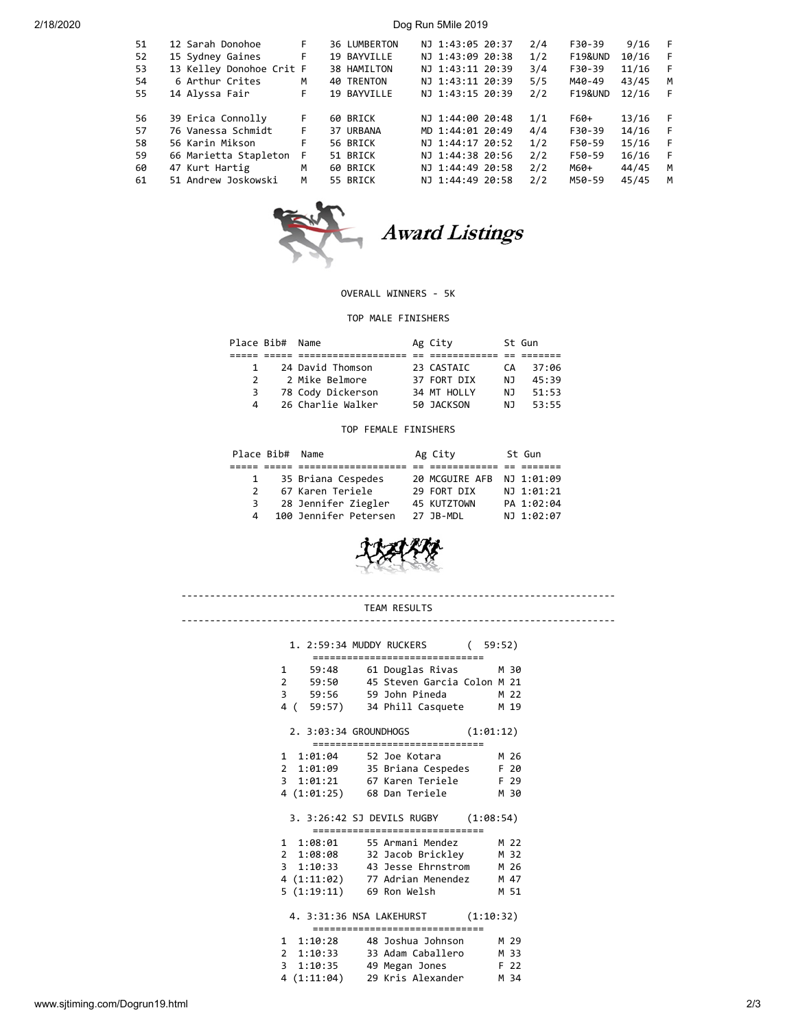| | | | | | | | | | | |
|---|---|---|---|---|---|---|---|---|---|---|
| 51 | 12 Sarah Donohoe | F | 36 LUMBERTON | NJ 1:43:05 20:37 | 2/4 | F30-39 | 9/16 | F |
| 52 | 15 Sydney Gaines | F | 19 BAYVILLE | NJ 1:43:09 20:38 | 1/2 | F19&UND | 10/16 | F |
| 53 | 13 Kelley Donohoe Crit | F | 38 HAMILTON | NJ 1:43:11 20:39 | 3/4 | F30-39 | 11/16 | F |
| 54 | 6 Arthur Crites | M | 40 TRENTON | NJ 1:43:11 20:39 | 5/5 | M40-49 | 43/45 | M |
| 55 | 14 Alyssa Fair | F | 19 BAYVILLE | NJ 1:43:15 20:39 | 2/2 | F19&UND | 12/16 | F |
| 56 | 39 Erica Connolly | F | 60 BRICK | NJ 1:44:00 20:48 | 1/1 | F60+ | 13/16 | F |
| 57 | 76 Vanessa Schmidt | F | 37 URBANA | MD 1:44:01 20:49 | 4/4 | F30-39 | 14/16 | F |
| 58 | 56 Karin Mikson | F | 56 BRICK | NJ 1:44:17 20:52 | 1/2 | F50-59 | 15/16 | F |
| 59 | 66 Marietta Stapleton | F | 51 BRICK | NJ 1:44:38 20:56 | 2/2 | F50-59 | 16/16 | F |
| 60 | 47 Kurt Hartig | M | 60 BRICK | NJ 1:44:49 20:58 | 2/2 | M60+ | 44/45 | M |
| 61 | 51 Andrew Joskowski | M | 55 BRICK | NJ 1:44:49 20:58 | 2/2 | M50-59 | 45/45 | M |

## *Award Listings*

OVERALL WINNERS - 5K

TOP MALE FINISHERS

| Place | Bib# | Name | Ag | City | St | Gun |
|---|---|---|---|---|---|---|
| 1 | 24 | David Thomson | 23 | CASTAIC | CA | 37:06 |
| 2 | 2 | Mike Belmore | 37 | FORT DIX | NJ | 45:39 |
| 3 | 78 | Cody Dickerson | 34 | MT HOLLY | NJ | 51:53 |
| 4 | 26 | Charlie Walker | 50 | JACKSON | NJ | 53:55 |

TOP FEMALE FINISHERS

| Place | Bib# | Name | Ag | City | St | Gun |
|---|---|---|---|---|---|---|
| 1 | 35 | Briana Cespedes | 20 | MCGUIRE AFB | NJ | 1:01:09 |
| 2 | 67 | Karen Teriele | 29 | FORT DIX | NJ | 1:01:21 |
| 3 | 28 | Jennifer Ziegler | 45 | KUTZTOWN | PA | 1:02:04 |
| 4 | 100 | Jennifer Petersen | 27 | JB-MDL | NJ | 1:02:07 |

## TEAM RESULTS

**1. 2:59:34 MUDDY RUCKERS ( 59:52)**

| | Time | Bib Name | Sex Age |
|---|---|---|---|
| 1 | 59:48 | 61 Douglas Rivas | M 30 |
| 2 | 59:50 | 45 Steven Garcia Colon | M 21 |
| 3 | 59:56 | 59 John Pineda | M 22 |
| 4 | (59:57) | 34 Phill Casquete | M 19 |

**2. 3:03:34 GROUNDHOGS (1:01:12)**

| | Time | Bib Name | Sex Age |
|---|---|---|---|
| 1 | 1:01:04 | 52 Joe Kotara | M 26 |
| 2 | 1:01:09 | 35 Briana Cespedes | F 20 |
| 3 | 1:01:21 | 67 Karen Teriele | F 29 |
| 4 | (1:01:25) | 68 Dan Teriele | M 30 |

**3. 3:26:42 SJ DEVILS RUGBY (1:08:54)**

| | Time | Bib Name | Sex Age |
|---|---|---|---|
| 1 | 1:08:01 | 55 Armani Mendez | M 22 |
| 2 | 1:08:08 | 32 Jacob Brickley | M 32 |
| 3 | 1:10:33 | 43 Jesse Ehrnstrom | M 26 |
| 4 | (1:11:02) | 77 Adrian Menendez | M 47 |
| 5 | (1:19:11) | 69 Ron Welsh | M 51 |

**4. 3:31:36 NSA LAKEHURST (1:10:32)**

| | Time | Bib Name | Sex Age |
|---|---|---|---|
| 1 | 1:10:28 | 48 Joshua Johnson | M 29 |
| 2 | 1:10:33 | 33 Adam Caballero | M 33 |
| 3 | 1:10:35 | 49 Megan Jones | F 22 |
| 4 | (1:11:04) | 29 Kris Alexander | M 34 |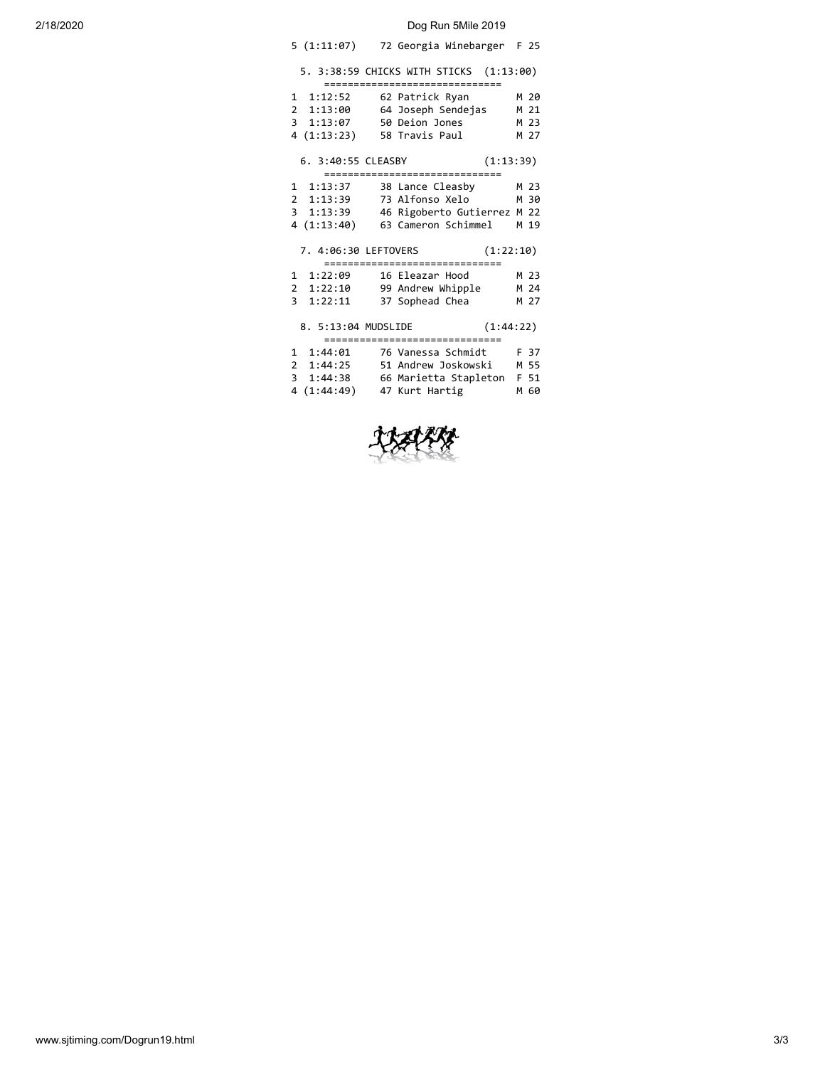```
5 (1:11:07)    72 Georgia Winebarger  F 25

  5. 3:38:59 CHICKS WITH STICKS  (1:13:00)
     ==============================
1  1:12:52     62 Patrick Ryan        M 20
2  1:13:00     64 Joseph Sendejas     M 21
3  1:13:07     50 Deion Jones         M 23
4 (1:13:23)    58 Travis Paul         M 27

  6. 3:40:55 CLEASBY             (1:13:39)
     ==============================
1  1:13:37     38 Lance Cleasby       M 23
2  1:13:39     73 Alfonso Xelo        M 30
3  1:13:39     46 Rigoberto Gutierrez M 22
4 (1:13:40)    63 Cameron Schimmel    M 19

  7. 4:06:30 LEFTOVERS           (1:22:10)
     ==============================
1  1:22:09     16 Eleazar Hood        M 23
2  1:22:10     99 Andrew Whipple      M 24
3  1:22:11     37 Sophead Chea        M 27

  8. 5:13:04 MUDSLIDE            (1:44:22)
     ==============================
1  1:44:01     76 Vanessa Schmidt     F 37
2  1:44:25     51 Andrew Joskowski    M 55
3  1:44:38     66 Marietta Stapleton  F 51
4 (1:44:49)    47 Kurt Hartig         M 60
```